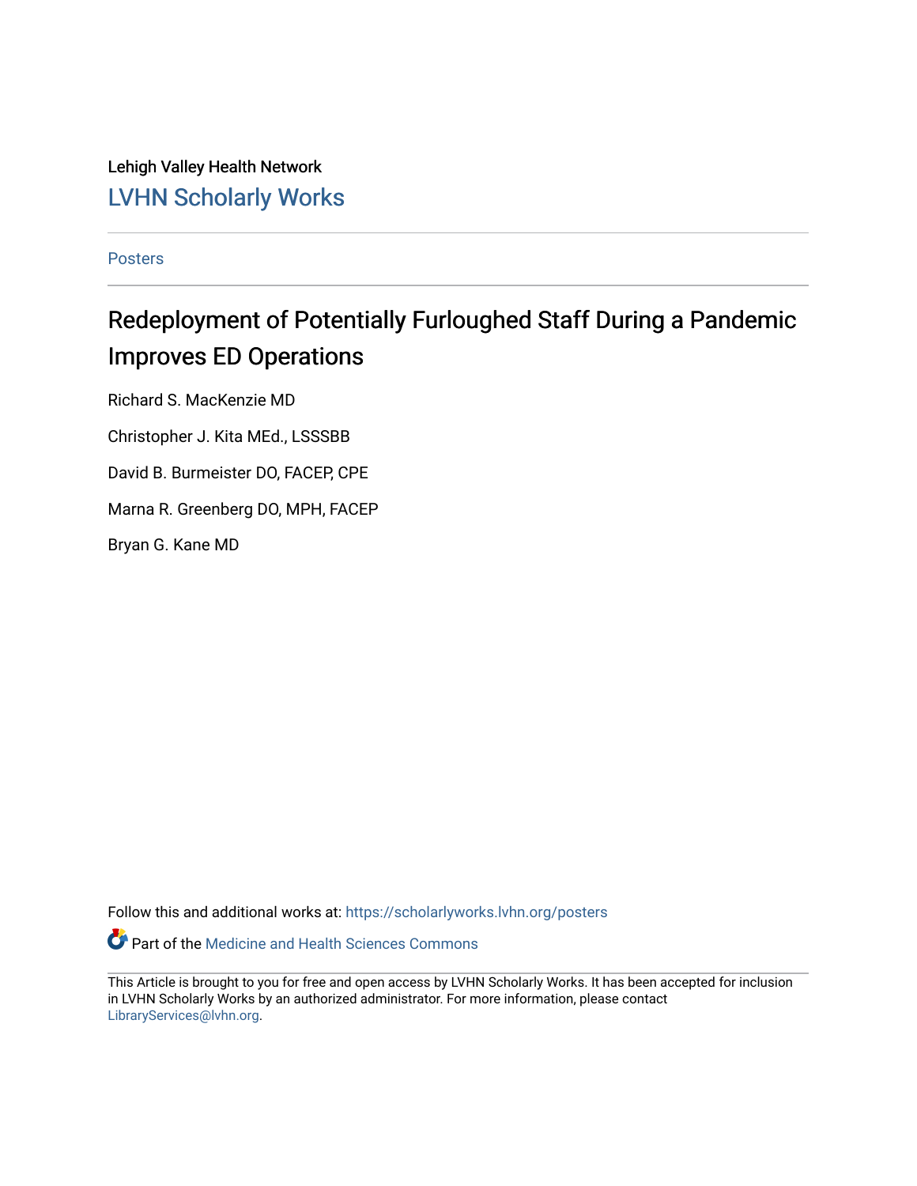Lehigh Valley Health Network

## LVHN Scholarly Works

Posters

# Redeployment of Potentially Furloughed Staff During a Pandemic Improves ED Operations

Richard S. MacKenzie MD

Christopher J. Kita MEd., LSSSBB

David B. Burmeister DO, FACEP, CPE

Marna R. Greenberg DO, MPH, FACEP

Bryan G. Kane MD

Follow this and additional works at: https://scholarlyworks.lvhn.org/posters

Part of the Medicine and Health Sciences Commons

This Article is brought to you for free and open access by LVHN Scholarly Works. It has been accepted for inclusion in LVHN Scholarly Works by an authorized administrator. For more information, please contact LibraryServices@lvhn.org.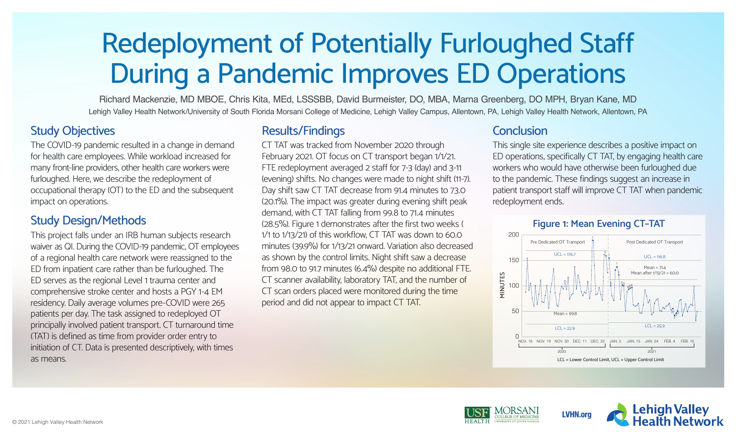# Redeployment of Potentially Furloughed Staff During a Pandemic Improves ED Operations

Richard Mackenzie, MD MBOE, Chris Kita, MEd, LSSSBB, David Burmeister, DO, MBA, Marna Greenberg, DO MPH, Bryan Kane, MD

Lehigh Valley Health Network/University of South Florida Morsani College of Medicine, Lehigh Valley Campus, Allentown, PA, Lehigh Valley Health Network, Allentown, PA

## Study Objectives

The COVID-19 pandemic resulted in a change in demand for health care employees. While workload increased for many front-line providers, other health care workers were furloughed. Here, we describe the redeployment of occupational therapy (OT) to the ED and the subsequent impact on operations.

## Study Design/Methods

This project falls under an IRB human subjects research waiver as QI. During the COVID-19 pandemic, OT employees of a regional health care network were reassigned to the ED from inpatient care rather than be furloughed. The ED serves as the regional Level 1 trauma center and comprehensive stroke center and hosts a PGY 1-4 EM residency. Daily average volumes pre-COVID were 265 patients per day. The task assigned to redeployed OT principally involved patient transport. CT turnaround time (TAT) is defined as time from provider order entry to initiation of CT. Data is presented descriptively, with times as means.

## Results/Findings

CT TAT was tracked from November 2020 through February 2021. OT focus on CT transport began 1/1/21. FTE redeployment averaged 2 staff for 7-3 (day) and 3-11 (evening) shifts. No changes were made to night shift (11-7). Day shift saw CT TAT decrease from 91.4 minutes to 73.0 (20.1%). The impact was greater during evening shift peak demand, with CT TAT falling from 99.8 to 71.4 minutes (28.5%). Figure 1 demonstrates after the first two weeks ( 1/1 to 1/13/21) of this workflow, CT TAT was down to 60.0 minutes (39.9%) for 1/13/21 onward. Variation also decreased as shown by the control limits. Night shift saw a decrease from 98.0 to 91.7 minutes (6.4%) despite no additional FTE. CT scanner availability, laboratory TAT, and the number of CT scan orders placed were monitored during the time period and did not appear to impact CT TAT.

## Conclusion

This single site experience describes a positive impact on ED operations, specifically CT TAT, by engaging health care workers who would have otherwise been furloughed due to the pandemic. These findings suggest an increase in patient transport staff will improve CT TAT when pandemic redeployment ends.

**Figure 1: Mean Evening CT-TAT**

Pre Dedicated OT Transport
Post Dedicated OT Transport
UCL = 176.7
UCL = 116.8
Mean = 71.4
Mean after 1/13/21 = 60.0
Mean = 99.8
LCL = 22.9
LCL = 25.9
MINUTES
200, 150, 100, 50, 0
NOV. 18, NOV. 19, NOV. 30, DEC. 11, DEC. 22, JAN. 2, JAN. 13, JAN. 24, FEB. 4, FEB. 15
2020
2021

LCL = Lower Control Limit, UCL = Upper Control Limit

© 2021 Lehigh Valley Health Network

LVHN.org